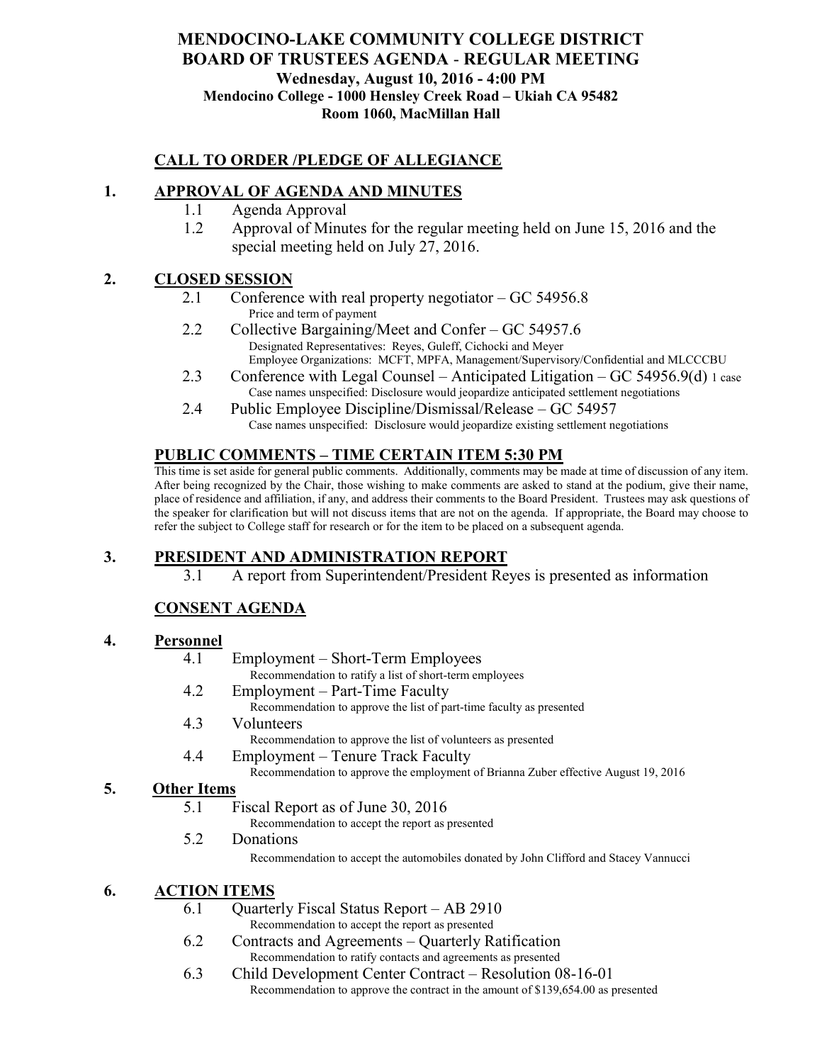# MENDOCINO-LAKE COMMUNITY COLLEGE DISTRICT
## BOARD OF TRUSTEES AGENDA - REGULAR MEETING

**Wednesday, August 10, 2016 - 4:00 PM**
**Mendocino College - 1000 Hensley Creek Road – Ukiah CA 95482**
**Room 1060, MacMillan Hall**

## CALL TO ORDER /PLEDGE OF ALLEGIANCE

## 1. APPROVAL OF AGENDA AND MINUTES

1.1 Agenda Approval

1.2 Approval of Minutes for the regular meeting held on June 15, 2016 and the special meeting held on July 27, 2016.

## 2. CLOSED SESSION

2.1 Conference with real property negotiator – GC 54956.8
Price and term of payment

2.2 Collective Bargaining/Meet and Confer – GC 54957.6
Designated Representatives: Reyes, Guleff, Cichocki and Meyer
Employee Organizations: MCFT, MPFA, Management/Supervisory/Confidential and MLCCCBU

2.3 Conference with Legal Counsel – Anticipated Litigation – GC 54956.9(d) 1 case
Case names unspecified: Disclosure would jeopardize anticipated settlement negotiations

2.4 Public Employee Discipline/Dismissal/Release – GC 54957
Case names unspecified: Disclosure would jeopardize existing settlement negotiations

## PUBLIC COMMENTS – TIME CERTAIN ITEM 5:30 PM

This time is set aside for general public comments. Additionally, comments may be made at time of discussion of any item. After being recognized by the Chair, those wishing to make comments are asked to stand at the podium, give their name, place of residence and affiliation, if any, and address their comments to the Board President. Trustees may ask questions of the speaker for clarification but will not discuss items that are not on the agenda. If appropriate, the Board may choose to refer the subject to College staff for research or for the item to be placed on a subsequent agenda.

## 3. PRESIDENT AND ADMINISTRATION REPORT

3.1 A report from Superintendent/President Reyes is presented as information

## CONSENT AGENDA

## 4. Personnel

4.1 Employment – Short-Term Employees
Recommendation to ratify a list of short-term employees

4.2 Employment – Part-Time Faculty
Recommendation to approve the list of part-time faculty as presented

4.3 Volunteers
Recommendation to approve the list of volunteers as presented

4.4 Employment – Tenure Track Faculty
Recommendation to approve the employment of Brianna Zuber effective August 19, 2016

## 5. Other Items

5.1 Fiscal Report as of June 30, 2016
Recommendation to accept the report as presented

5.2 Donations
Recommendation to accept the automobiles donated by John Clifford and Stacey Vannucci

## 6. ACTION ITEMS

6.1 Quarterly Fiscal Status Report – AB 2910
Recommendation to accept the report as presented

6.2 Contracts and Agreements – Quarterly Ratification
Recommendation to ratify contacts and agreements as presented

6.3 Child Development Center Contract – Resolution 08-16-01
Recommendation to approve the contract in the amount of $139,654.00 as presented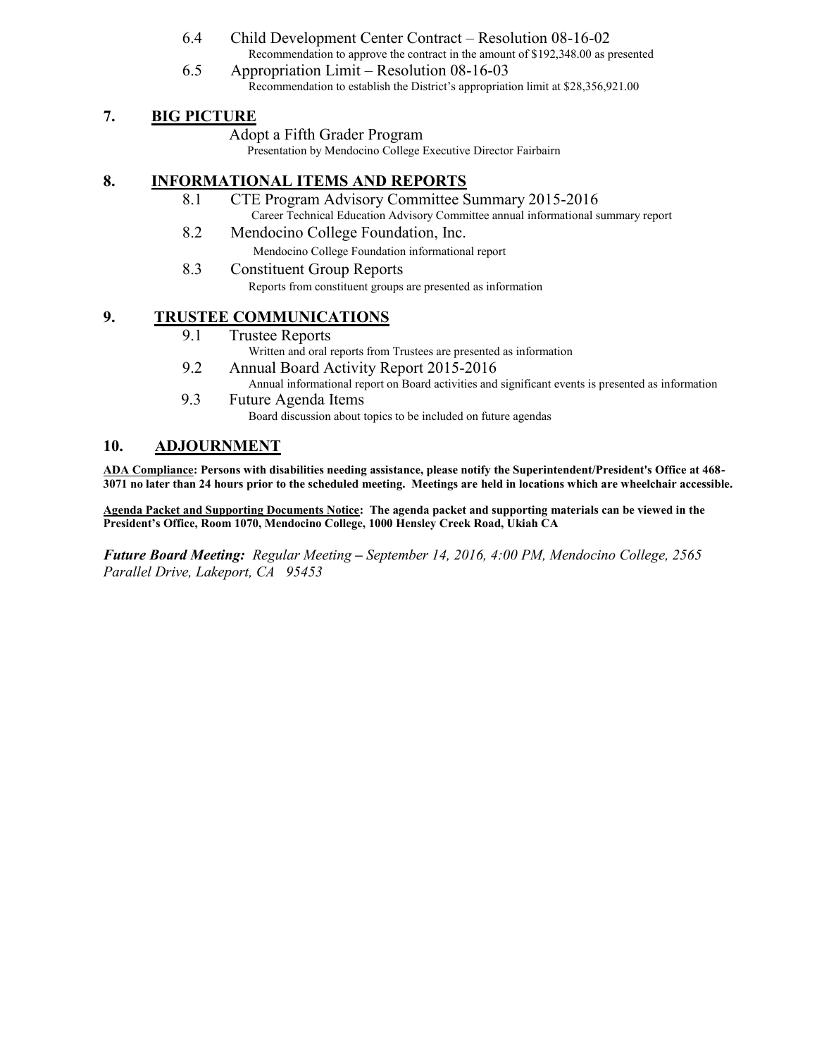6.4 Child Development Center Contract – Resolution 08-16-02
Recommendation to approve the contract in the amount of $192,348.00 as presented

6.5 Appropriation Limit – Resolution 08-16-03
Recommendation to establish the District's appropriation limit at $28,356,921.00

## 7. BIG PICTURE

Adopt a Fifth Grader Program
Presentation by Mendocino College Executive Director Fairbairn

## 8. INFORMATIONAL ITEMS AND REPORTS

8.1 CTE Program Advisory Committee Summary 2015-2016
Career Technical Education Advisory Committee annual informational summary report

8.2 Mendocino College Foundation, Inc.
Mendocino College Foundation informational report

8.3 Constituent Group Reports
Reports from constituent groups are presented as information

## 9. TRUSTEE COMMUNICATIONS

9.1 Trustee Reports
Written and oral reports from Trustees are presented as information

9.2 Annual Board Activity Report 2015-2016
Annual informational report on Board activities and significant events is presented as information

9.3 Future Agenda Items
Board discussion about topics to be included on future agendas

## 10. ADJOURNMENT

**ADA Compliance: Persons with disabilities needing assistance, please notify the Superintendent/President's Office at 468-3071 no later than 24 hours prior to the scheduled meeting. Meetings are held in locations which are wheelchair accessible.**

**Agenda Packet and Supporting Documents Notice: The agenda packet and supporting materials can be viewed in the President's Office, Room 1070, Mendocino College, 1000 Hensley Creek Road, Ukiah CA**

***Future Board Meeting:*** *Regular Meeting – September 14, 2016, 4:00 PM, Mendocino College, 2565 Parallel Drive, Lakeport, CA 95453*